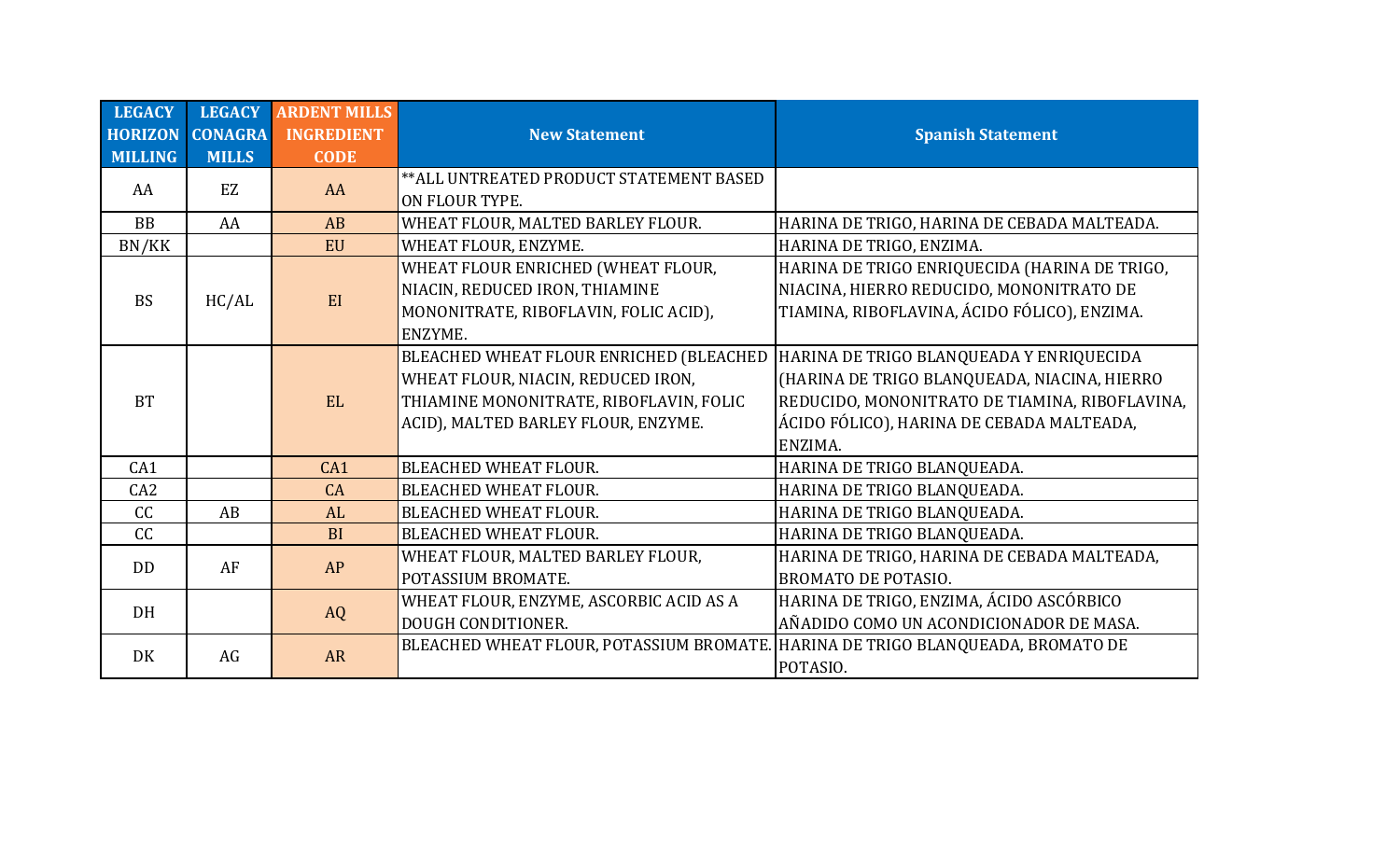| LEGACY HORIZON MILLING | LEGACY CONAGRA MILLS | ARDENT MILLS INGREDIENT CODE | New Statement | Spanish Statement |
|---|---|---|---|---|
| AA | EZ | AA | **ALL UNTREATED PRODUCT STATEMENT BASED ON FLOUR TYPE. | |
| BB | AA | AB | WHEAT FLOUR, MALTED BARLEY FLOUR. | HARINA DE TRIGO, HARINA DE CEBADA MALTEADA. |
| BN/KK | | EU | WHEAT FLOUR, ENZYME. | HARINA DE TRIGO, ENZIMA. |
| BS | HC/AL | EI | WHEAT FLOUR ENRICHED (WHEAT FLOUR, NIACIN, REDUCED IRON, THIAMINE MONONITRATE, RIBOFLAVIN, FOLIC ACID), ENZYME. | HARINA DE TRIGO ENRIQUECIDA (HARINA DE TRIGO, NIACINA, HIERRO REDUCIDO, MONONITRATO DE TIAMINA, RIBOFLAVINA, ÁCIDO FÓLICO), ENZIMA. |
| BT | | EL | BLEACHED WHEAT FLOUR ENRICHED (BLEACHED WHEAT FLOUR, NIACIN, REDUCED IRON, THIAMINE MONONITRATE, RIBOFLAVIN, FOLIC ACID), MALTED BARLEY FLOUR, ENZYME. | HARINA DE TRIGO BLANQUEADA Y ENRIQUECIDA (HARINA DE TRIGO BLANQUEADA, NIACINA, HIERRO REDUCIDO, MONONITRATO DE TIAMINA, RIBOFLAVINA, ÁCIDO FÓLICO), HARINA DE CEBADA MALTEADA, ENZIMA. |
| CA1 | | CA1 | BLEACHED WHEAT FLOUR. | HARINA DE TRIGO BLANQUEADA. |
| CA2 | | CA | BLEACHED WHEAT FLOUR. | HARINA DE TRIGO BLANQUEADA. |
| CC | AB | AL | BLEACHED WHEAT FLOUR. | HARINA DE TRIGO BLANQUEADA. |
| CC | | BI | BLEACHED WHEAT FLOUR. | HARINA DE TRIGO BLANQUEADA. |
| DD | AF | AP | WHEAT FLOUR, MALTED BARLEY FLOUR, POTASSIUM BROMATE. | HARINA DE TRIGO, HARINA DE CEBADA MALTEADA, BROMATO DE POTASIO. |
| DH | | AQ | WHEAT FLOUR, ENZYME, ASCORBIC ACID AS A DOUGH CONDITIONER. | HARINA DE TRIGO, ENZIMA, ÁCIDO ASCÓRBICO AÑADIDO COMO UN ACONDICIONADOR DE MASA. |
| DK | AG | AR | BLEACHED WHEAT FLOUR, POTASSIUM BROMATE. | HARINA DE TRIGO BLANQUEADA, BROMATO DE POTASIO. |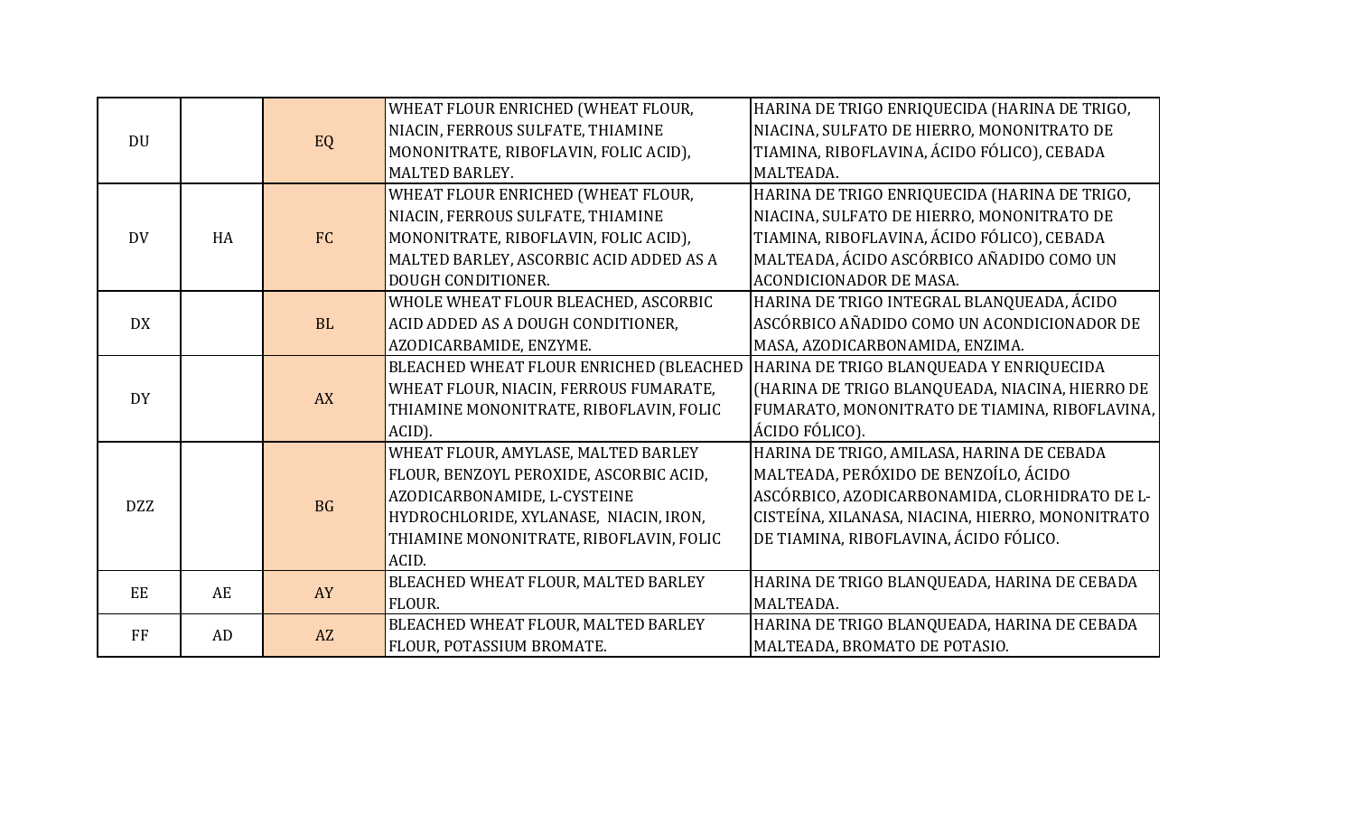| | | | | |
|---|---|---|---|---|
| DU | | EQ | WHEAT FLOUR ENRICHED (WHEAT FLOUR, NIACIN, FERROUS SULFATE, THIAMINE MONONITRATE, RIBOFLAVIN, FOLIC ACID), MALTED BARLEY. | HARINA DE TRIGO ENRIQUECIDA (HARINA DE TRIGO, NIACINA, SULFATO DE HIERRO, MONONITRATO DE TIAMINA, RIBOFLAVINA, ÁCIDO FÓLICO), CEBADA MALTEADA. |
| DV | HA | FC | WHEAT FLOUR ENRICHED (WHEAT FLOUR, NIACIN, FERROUS SULFATE, THIAMINE MONONITRATE, RIBOFLAVIN, FOLIC ACID), MALTED BARLEY, ASCORBIC ACID ADDED AS A DOUGH CONDITIONER. | HARINA DE TRIGO ENRIQUECIDA (HARINA DE TRIGO, NIACINA, SULFATO DE HIERRO, MONONITRATO DE TIAMINA, RIBOFLAVINA, ÁCIDO FÓLICO), CEBADA MALTEADA, ÁCIDO ASCÓRBICO AÑADIDO COMO UN ACONDICIONADOR DE MASA. |
| DX | | BL | WHOLE WHEAT FLOUR BLEACHED, ASCORBIC ACID ADDED AS A DOUGH CONDITIONER, AZODICARBAMIDE, ENZYME. | HARINA DE TRIGO INTEGRAL BLANQUEADA, ÁCIDO ASCÓRBICO AÑADIDO COMO UN ACONDICIONADOR DE MASA, AZODICARBONAMIDA, ENZIMA. |
| DY | | AX | BLEACHED WHEAT FLOUR ENRICHED (BLEACHED WHEAT FLOUR, NIACIN, FERROUS FUMARATE, THIAMINE MONONITRATE, RIBOFLAVIN, FOLIC ACID). | HARINA DE TRIGO BLANQUEADA Y ENRIQUECIDA (HARINA DE TRIGO BLANQUEADA, NIACINA, HIERRO DE FUMARATO, MONONITRATO DE TIAMINA, RIBOFLAVINA, ÁCIDO FÓLICO). |
| DZZ | | BG | WHEAT FLOUR, AMYLASE, MALTED BARLEY FLOUR, BENZOYL PEROXIDE, ASCORBIC ACID, AZODICARBONAMIDE, L-CYSTEINE HYDROCHLORIDE, XYLANASE, NIACIN, IRON, THIAMINE MONONITRATE, RIBOFLAVIN, FOLIC ACID. | HARINA DE TRIGO, AMILASA, HARINA DE CEBADA MALTEADA, PERÓXIDO DE BENZOÍLO, ÁCIDO ASCÓRBICO, AZODICARBONAMIDA, CLORHIDRATO DE L-CISTEÍNA, XILANASA, NIACINA, HIERRO, MONONITRATO DE TIAMINA, RIBOFLAVINA, ÁCIDO FÓLICO. |
| EE | AE | AY | BLEACHED WHEAT FLOUR, MALTED BARLEY FLOUR. | HARINA DE TRIGO BLANQUEADA, HARINA DE CEBADA MALTEADA. |
| FF | AD | AZ | BLEACHED WHEAT FLOUR, MALTED BARLEY FLOUR, POTASSIUM BROMATE. | HARINA DE TRIGO BLANQUEADA, HARINA DE CEBADA MALTEADA, BROMATO DE POTASIO. |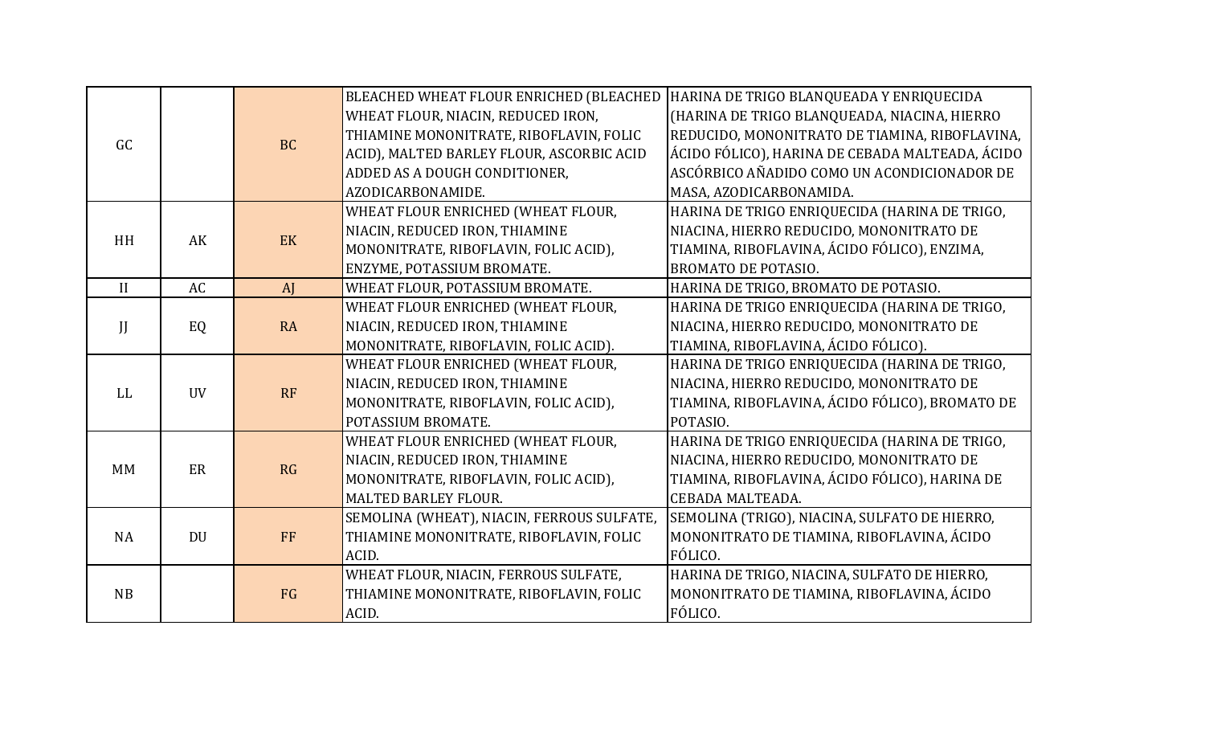| | | | | |
|---|---|---|---|---|
| GC | | BC | BLEACHED WHEAT FLOUR ENRICHED (BLEACHED WHEAT FLOUR, NIACIN, REDUCED IRON, THIAMINE MONONITRATE, RIBOFLAVIN, FOLIC ACID), MALTED BARLEY FLOUR, ASCORBIC ACID ADDED AS A DOUGH CONDITIONER, AZODICARBONAMIDE. | HARINA DE TRIGO BLANQUEADA Y ENRIQUECIDA (HARINA DE TRIGO BLANQUEADA, NIACINA, HIERRO REDUCIDO, MONONITRATO DE TIAMINA, RIBOFLAVINA, ÁCIDO FÓLICO), HARINA DE CEBADA MALTEADA, ÁCIDO ASCÓRBICO AÑADIDO COMO UN ACONDICIONADOR DE MASA, AZODICARBONAMIDA. |
| HH | AK | EK | WHEAT FLOUR ENRICHED (WHEAT FLOUR, NIACIN, REDUCED IRON, THIAMINE MONONITRATE, RIBOFLAVIN, FOLIC ACID), ENZYME, POTASSIUM BROMATE. | HARINA DE TRIGO ENRIQUECIDA (HARINA DE TRIGO, NIACINA, HIERRO REDUCIDO, MONONITRATO DE TIAMINA, RIBOFLAVINA, ÁCIDO FÓLICO), ENZIMA, BROMATO DE POTASIO. |
| II | AC | AJ | WHEAT FLOUR, POTASSIUM BROMATE. | HARINA DE TRIGO, BROMATO DE POTASIO. |
| JJ | EQ | RA | WHEAT FLOUR ENRICHED (WHEAT FLOUR, NIACIN, REDUCED IRON, THIAMINE MONONITRATE, RIBOFLAVIN, FOLIC ACID). | HARINA DE TRIGO ENRIQUECIDA (HARINA DE TRIGO, NIACINA, HIERRO REDUCIDO, MONONITRATO DE TIAMINA, RIBOFLAVINA, ÁCIDO FÓLICO). |
| LL | UV | RF | WHEAT FLOUR ENRICHED (WHEAT FLOUR, NIACIN, REDUCED IRON, THIAMINE MONONITRATE, RIBOFLAVIN, FOLIC ACID), POTASSIUM BROMATE. | HARINA DE TRIGO ENRIQUECIDA (HARINA DE TRIGO, NIACINA, HIERRO REDUCIDO, MONONITRATO DE TIAMINA, RIBOFLAVINA, ÁCIDO FÓLICO), BROMATO DE POTASIO. |
| MM | ER | RG | WHEAT FLOUR ENRICHED (WHEAT FLOUR, NIACIN, REDUCED IRON, THIAMINE MONONITRATE, RIBOFLAVIN, FOLIC ACID), MALTED BARLEY FLOUR. | HARINA DE TRIGO ENRIQUECIDA (HARINA DE TRIGO, NIACINA, HIERRO REDUCIDO, MONONITRATO DE TIAMINA, RIBOFLAVINA, ÁCIDO FÓLICO), HARINA DE CEBADA MALTEADA. |
| NA | DU | FF | SEMOLINA (WHEAT), NIACIN, FERROUS SULFATE, THIAMINE MONONITRATE, RIBOFLAVIN, FOLIC ACID. | SEMOLINA (TRIGO), NIACINA, SULFATO DE HIERRO, MONONITRATO DE TIAMINA, RIBOFLAVINA, ÁCIDO FÓLICO. |
| NB | | FG | WHEAT FLOUR, NIACIN, FERROUS SULFATE, THIAMINE MONONITRATE, RIBOFLAVIN, FOLIC ACID. | HARINA DE TRIGO, NIACINA, SULFATO DE HIERRO, MONONITRATO DE TIAMINA, RIBOFLAVINA, ÁCIDO FÓLICO. |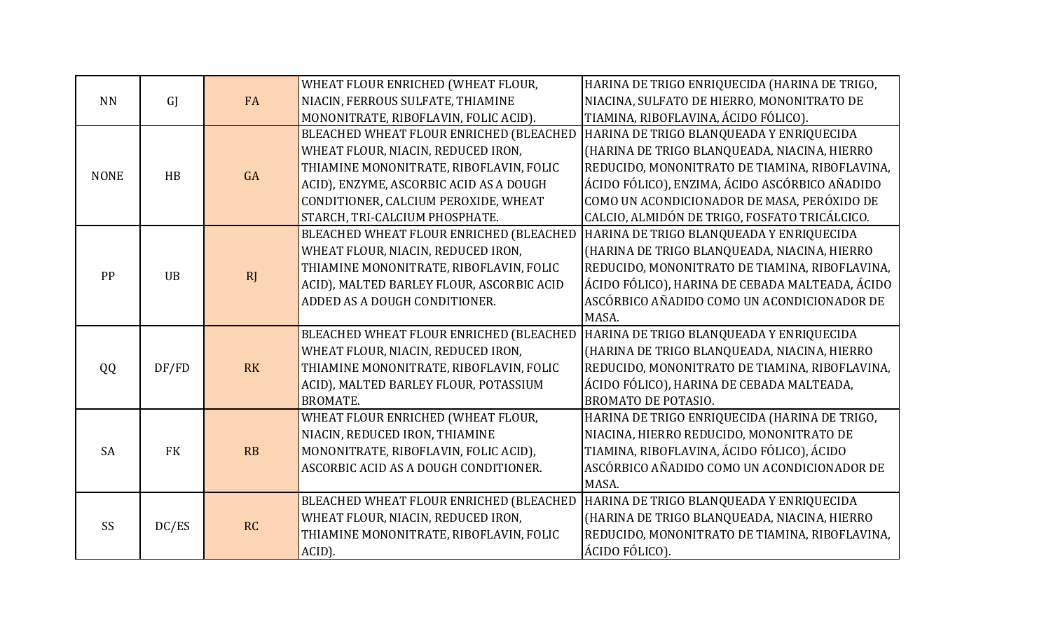| | | | | |
|---|---|---|---|---|
| NN | GJ | FA | WHEAT FLOUR ENRICHED (WHEAT FLOUR, NIACIN, FERROUS SULFATE, THIAMINE MONONITRATE, RIBOFLAVIN, FOLIC ACID). | HARINA DE TRIGO ENRIQUECIDA (HARINA DE TRIGO, NIACINA, SULFATO DE HIERRO, MONONITRATO DE TIAMINA, RIBOFLAVINA, ÁCIDO FÓLICO). |
| NONE | HB | GA | BLEACHED WHEAT FLOUR ENRICHED (BLEACHED WHEAT FLOUR, NIACIN, REDUCED IRON, THIAMINE MONONITRATE, RIBOFLAVIN, FOLIC ACID), ENZYME, ASCORBIC ACID AS A DOUGH CONDITIONER, CALCIUM PEROXIDE, WHEAT STARCH, TRI-CALCIUM PHOSPHATE. | HARINA DE TRIGO BLANQUEADA Y ENRIQUECIDA (HARINA DE TRIGO BLANQUEADA, NIACINA, HIERRO REDUCIDO, MONONITRATO DE TIAMINA, RIBOFLAVINA, ÁCIDO FÓLICO), ENZIMA, ÁCIDO ASCÓRBICO AÑADIDO COMO UN ACONDICIONADOR DE MASA, PERÓXIDO DE CALCIO, ALMIDÓN DE TRIGO, FOSFATO TRICÁLCICO. |
| PP | UB | RJ | BLEACHED WHEAT FLOUR ENRICHED (BLEACHED WHEAT FLOUR, NIACIN, REDUCED IRON, THIAMINE MONONITRATE, RIBOFLAVIN, FOLIC ACID), MALTED BARLEY FLOUR, ASCORBIC ACID ADDED AS A DOUGH CONDITIONER. | HARINA DE TRIGO BLANQUEADA Y ENRIQUECIDA (HARINA DE TRIGO BLANQUEADA, NIACINA, HIERRO REDUCIDO, MONONITRATO DE TIAMINA, RIBOFLAVINA, ÁCIDO FÓLICO), HARINA DE CEBADA MALTEADA, ÁCIDO ASCÓRBICO AÑADIDO COMO UN ACONDICIONADOR DE MASA. |
| QQ | DF/FD | RK | BLEACHED WHEAT FLOUR ENRICHED (BLEACHED WHEAT FLOUR, NIACIN, REDUCED IRON, THIAMINE MONONITRATE, RIBOFLAVIN, FOLIC ACID), MALTED BARLEY FLOUR, POTASSIUM BROMATE. | HARINA DE TRIGO BLANQUEADA Y ENRIQUECIDA (HARINA DE TRIGO BLANQUEADA, NIACINA, HIERRO REDUCIDO, MONONITRATO DE TIAMINA, RIBOFLAVINA, ÁCIDO FÓLICO), HARINA DE CEBADA MALTEADA, BROMATO DE POTASIO. |
| SA | FK | RB | WHEAT FLOUR ENRICHED (WHEAT FLOUR, NIACIN, REDUCED IRON, THIAMINE MONONITRATE, RIBOFLAVIN, FOLIC ACID), ASCORBIC ACID AS A DOUGH CONDITIONER. | HARINA DE TRIGO ENRIQUECIDA (HARINA DE TRIGO, NIACINA, HIERRO REDUCIDO, MONONITRATO DE TIAMINA, RIBOFLAVINA, ÁCIDO FÓLICO), ÁCIDO ASCÓRBICO AÑADIDO COMO UN ACONDICIONADOR DE MASA. |
| SS | DC/ES | RC | BLEACHED WHEAT FLOUR ENRICHED (BLEACHED WHEAT FLOUR, NIACIN, REDUCED IRON, THIAMINE MONONITRATE, RIBOFLAVIN, FOLIC ACID). | HARINA DE TRIGO BLANQUEADA Y ENRIQUECIDA (HARINA DE TRIGO BLANQUEADA, NIACINA, HIERRO REDUCIDO, MONONITRATO DE TIAMINA, RIBOFLAVINA, ÁCIDO FÓLICO). |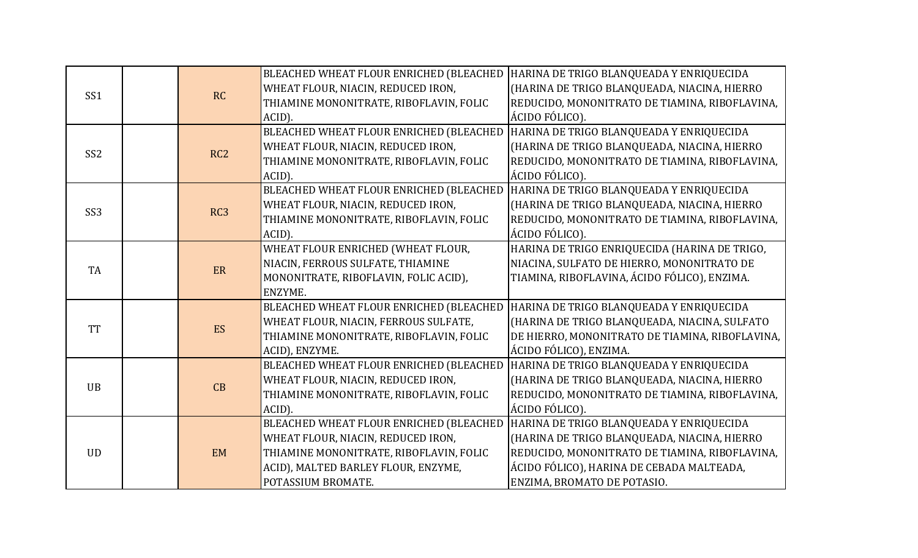| | | | | |
|---|---|---|---|---|
| SS1 | | RC | BLEACHED WHEAT FLOUR ENRICHED (BLEACHED WHEAT FLOUR, NIACIN, REDUCED IRON, THIAMINE MONONITRATE, RIBOFLAVIN, FOLIC ACID). | HARINA DE TRIGO BLANQUEADA Y ENRIQUECIDA (HARINA DE TRIGO BLANQUEADA, NIACINA, HIERRO REDUCIDO, MONONITRATO DE TIAMINA, RIBOFLAVINA, ÁCIDO FÓLICO). |
| SS2 | | RC2 | BLEACHED WHEAT FLOUR ENRICHED (BLEACHED WHEAT FLOUR, NIACIN, REDUCED IRON, THIAMINE MONONITRATE, RIBOFLAVIN, FOLIC ACID). | HARINA DE TRIGO BLANQUEADA Y ENRIQUECIDA (HARINA DE TRIGO BLANQUEADA, NIACINA, HIERRO REDUCIDO, MONONITRATO DE TIAMINA, RIBOFLAVINA, ÁCIDO FÓLICO). |
| SS3 | | RC3 | BLEACHED WHEAT FLOUR ENRICHED (BLEACHED WHEAT FLOUR, NIACIN, REDUCED IRON, THIAMINE MONONITRATE, RIBOFLAVIN, FOLIC ACID). | HARINA DE TRIGO BLANQUEADA Y ENRIQUECIDA (HARINA DE TRIGO BLANQUEADA, NIACINA, HIERRO REDUCIDO, MONONITRATO DE TIAMINA, RIBOFLAVINA, ÁCIDO FÓLICO). |
| TA | | ER | WHEAT FLOUR ENRICHED (WHEAT FLOUR, NIACIN, FERROUS SULFATE, THIAMINE MONONITRATE, RIBOFLAVIN, FOLIC ACID), ENZYME. | HARINA DE TRIGO ENRIQUECIDA (HARINA DE TRIGO, NIACINA, SULFATO DE HIERRO, MONONITRATO DE TIAMINA, RIBOFLAVINA, ÁCIDO FÓLICO), ENZIMA. |
| TT | | ES | BLEACHED WHEAT FLOUR ENRICHED (BLEACHED WHEAT FLOUR, NIACIN, FERROUS SULFATE, THIAMINE MONONITRATE, RIBOFLAVIN, FOLIC ACID), ENZYME. | HARINA DE TRIGO BLANQUEADA Y ENRIQUECIDA (HARINA DE TRIGO BLANQUEADA, NIACINA, SULFATO DE HIERRO, MONONITRATO DE TIAMINA, RIBOFLAVINA, ÁCIDO FÓLICO), ENZIMA. |
| UB | | CB | BLEACHED WHEAT FLOUR ENRICHED (BLEACHED WHEAT FLOUR, NIACIN, REDUCED IRON, THIAMINE MONONITRATE, RIBOFLAVIN, FOLIC ACID). | HARINA DE TRIGO BLANQUEADA Y ENRIQUECIDA (HARINA DE TRIGO BLANQUEADA, NIACINA, HIERRO REDUCIDO, MONONITRATO DE TIAMINA, RIBOFLAVINA, ÁCIDO FÓLICO). |
| UD | | EM | BLEACHED WHEAT FLOUR ENRICHED (BLEACHED WHEAT FLOUR, NIACIN, REDUCED IRON, THIAMINE MONONITRATE, RIBOFLAVIN, FOLIC ACID), MALTED BARLEY FLOUR, ENZYME, POTASSIUM BROMATE. | HARINA DE TRIGO BLANQUEADA Y ENRIQUECIDA (HARINA DE TRIGO BLANQUEADA, NIACINA, HIERRO REDUCIDO, MONONITRATO DE TIAMINA, RIBOFLAVINA, ÁCIDO FÓLICO), HARINA DE CEBADA MALTEADA, ENZIMA, BROMATO DE POTASIO. |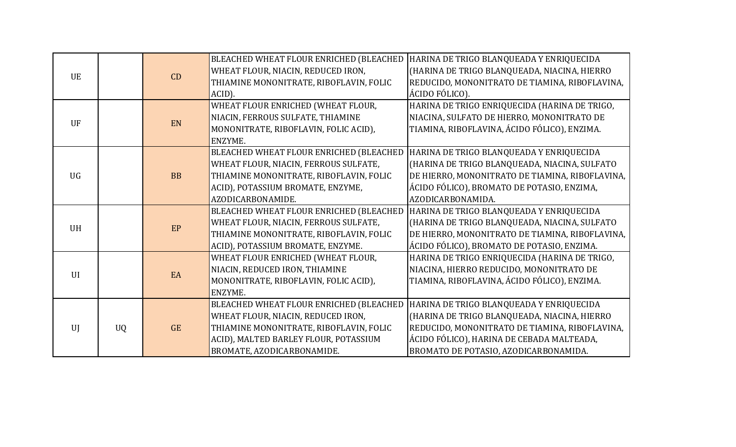| | | | | |
|---|---|---|---|---|
| UE | | CD | BLEACHED WHEAT FLOUR ENRICHED (BLEACHED WHEAT FLOUR, NIACIN, REDUCED IRON, THIAMINE MONONITRATE, RIBOFLAVIN, FOLIC ACID). | HARINA DE TRIGO BLANQUEADA Y ENRIQUECIDA (HARINA DE TRIGO BLANQUEADA, NIACINA, HIERRO REDUCIDO, MONONITRATO DE TIAMINA, RIBOFLAVINA, ÁCIDO FÓLICO). |
| UF | | EN | WHEAT FLOUR ENRICHED (WHEAT FLOUR, NIACIN, FERROUS SULFATE, THIAMINE MONONITRATE, RIBOFLAVIN, FOLIC ACID), ENZYME. | HARINA DE TRIGO ENRIQUECIDA (HARINA DE TRIGO, NIACINA, SULFATO DE HIERRO, MONONITRATO DE TIAMINA, RIBOFLAVINA, ÁCIDO FÓLICO), ENZIMA. |
| UG | | BB | BLEACHED WHEAT FLOUR ENRICHED (BLEACHED WHEAT FLOUR, NIACIN, FERROUS SULFATE, THIAMINE MONONITRATE, RIBOFLAVIN, FOLIC ACID), POTASSIUM BROMATE, ENZYME, AZODICARBONAMIDE. | HARINA DE TRIGO BLANQUEADA Y ENRIQUECIDA (HARINA DE TRIGO BLANQUEADA, NIACINA, SULFATO DE HIERRO, MONONITRATO DE TIAMINA, RIBOFLAVINA, ÁCIDO FÓLICO), BROMATO DE POTASIO, ENZIMA, AZODICARBONAMIDA. |
| UH | | EP | BLEACHED WHEAT FLOUR ENRICHED (BLEACHED WHEAT FLOUR, NIACIN, FERROUS SULFATE, THIAMINE MONONITRATE, RIBOFLAVIN, FOLIC ACID), POTASSIUM BROMATE, ENZYME. | HARINA DE TRIGO BLANQUEADA Y ENRIQUECIDA (HARINA DE TRIGO BLANQUEADA, NIACINA, SULFATO DE HIERRO, MONONITRATO DE TIAMINA, RIBOFLAVINA, ÁCIDO FÓLICO), BROMATO DE POTASIO, ENZIMA. |
| UI | | EA | WHEAT FLOUR ENRICHED (WHEAT FLOUR, NIACIN, REDUCED IRON, THIAMINE MONONITRATE, RIBOFLAVIN, FOLIC ACID), ENZYME. | HARINA DE TRIGO ENRIQUECIDA (HARINA DE TRIGO, NIACINA, HIERRO REDUCIDO, MONONITRATO DE TIAMINA, RIBOFLAVINA, ÁCIDO FÓLICO), ENZIMA. |
| UJ | UQ | GE | BLEACHED WHEAT FLOUR ENRICHED (BLEACHED WHEAT FLOUR, NIACIN, REDUCED IRON, THIAMINE MONONITRATE, RIBOFLAVIN, FOLIC ACID), MALTED BARLEY FLOUR, POTASSIUM BROMATE, AZODICARBONAMIDE. | HARINA DE TRIGO BLANQUEADA Y ENRIQUECIDA (HARINA DE TRIGO BLANQUEADA, NIACINA, HIERRO REDUCIDO, MONONITRATO DE TIAMINA, RIBOFLAVINA, ÁCIDO FÓLICO), HARINA DE CEBADA MALTEADA, BROMATO DE POTASIO, AZODICARBONAMIDA. |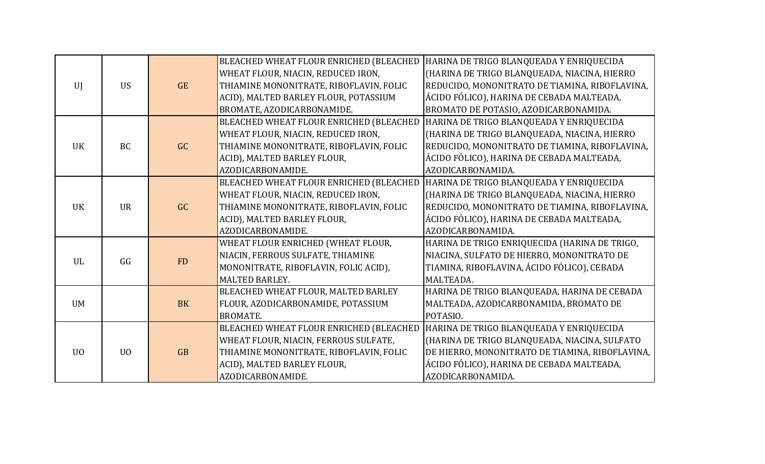| | | | | |
|---|---|---|---|---|
| UJ | US | GE | BLEACHED WHEAT FLOUR ENRICHED (BLEACHED WHEAT FLOUR, NIACIN, REDUCED IRON, THIAMINE MONONITRATE, RIBOFLAVIN, FOLIC ACID), MALTED BARLEY FLOUR, POTASSIUM BROMATE, AZODICARBONAMIDE. | HARINA DE TRIGO BLANQUEADA Y ENRIQUECIDA (HARINA DE TRIGO BLANQUEADA, NIACINA, HIERRO REDUCIDO, MONONITRATO DE TIAMINA, RIBOFLAVINA, ÁCIDO FÓLICO), HARINA DE CEBADA MALTEADA, BROMATO DE POTASIO, AZODICARBONAMIDA. |
| UK | BC | GC | BLEACHED WHEAT FLOUR ENRICHED (BLEACHED WHEAT FLOUR, NIACIN, REDUCED IRON, THIAMINE MONONITRATE, RIBOFLAVIN, FOLIC ACID), MALTED BARLEY FLOUR, AZODICARBONAMIDE. | HARINA DE TRIGO BLANQUEADA Y ENRIQUECIDA (HARINA DE TRIGO BLANQUEADA, NIACINA, HIERRO REDUCIDO, MONONITRATO DE TIAMINA, RIBOFLAVINA, ÁCIDO FÓLICO), HARINA DE CEBADA MALTEADA, AZODICARBONAMIDA. |
| UK | UR | GC | BLEACHED WHEAT FLOUR ENRICHED (BLEACHED WHEAT FLOUR, NIACIN, REDUCED IRON, THIAMINE MONONITRATE, RIBOFLAVIN, FOLIC ACID), MALTED BARLEY FLOUR, AZODICARBONAMIDE. | HARINA DE TRIGO BLANQUEADA Y ENRIQUECIDA (HARINA DE TRIGO BLANQUEADA, NIACINA, HIERRO REDUCIDO, MONONITRATO DE TIAMINA, RIBOFLAVINA, ÁCIDO FÓLICO), HARINA DE CEBADA MALTEADA, AZODICARBONAMIDA. |
| UL | GG | FD | WHEAT FLOUR ENRICHED (WHEAT FLOUR, NIACIN, FERROUS SULFATE, THIAMINE MONONITRATE, RIBOFLAVIN, FOLIC ACID), MALTED BARLEY. | HARINA DE TRIGO ENRIQUECIDA (HARINA DE TRIGO, NIACINA, SULFATO DE HIERRO, MONONITRATO DE TIAMINA, RIBOFLAVINA, ÁCIDO FÓLICO), CEBADA MALTEADA. |
| UM | | BK | BLEACHED WHEAT FLOUR, MALTED BARLEY FLOUR, AZODICARBONAMIDE, POTASSIUM BROMATE. | HARINA DE TRIGO BLANQUEADA, HARINA DE CEBADA MALTEADA, AZODICARBONAMIDA, BROMATO DE POTASIO. |
| UO | UO | GB | BLEACHED WHEAT FLOUR ENRICHED (BLEACHED WHEAT FLOUR, NIACIN, FERROUS SULFATE, THIAMINE MONONITRATE, RIBOFLAVIN, FOLIC ACID), MALTED BARLEY FLOUR, AZODICARBONAMIDE. | HARINA DE TRIGO BLANQUEADA Y ENRIQUECIDA (HARINA DE TRIGO BLANQUEADA, NIACINA, SULFATO DE HIERRO, MONONITRATO DE TIAMINA, RIBOFLAVINA, ÁCIDO FÓLICO), HARINA DE CEBADA MALTEADA, AZODICARBONAMIDA. |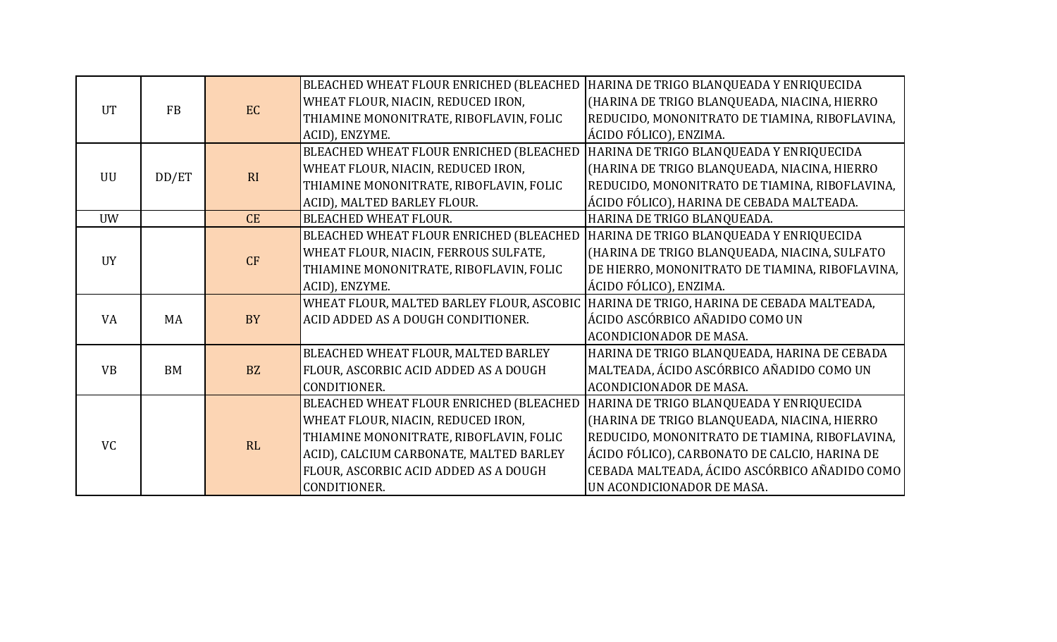| | | | | |
|---|---|---|---|---|
| UT | FB | EC | BLEACHED WHEAT FLOUR ENRICHED (BLEACHED WHEAT FLOUR, NIACIN, REDUCED IRON, THIAMINE MONONITRATE, RIBOFLAVIN, FOLIC ACID), ENZYME. | HARINA DE TRIGO BLANQUEADA Y ENRIQUECIDA (HARINA DE TRIGO BLANQUEADA, NIACINA, HIERRO REDUCIDO, MONONITRATO DE TIAMINA, RIBOFLAVINA, ÁCIDO FÓLICO), ENZIMA. |
| UU | DD/ET | RI | BLEACHED WHEAT FLOUR ENRICHED (BLEACHED WHEAT FLOUR, NIACIN, REDUCED IRON, THIAMINE MONONITRATE, RIBOFLAVIN, FOLIC ACID), MALTED BARLEY FLOUR. | HARINA DE TRIGO BLANQUEADA Y ENRIQUECIDA (HARINA DE TRIGO BLANQUEADA, NIACINA, HIERRO REDUCIDO, MONONITRATO DE TIAMINA, RIBOFLAVINA, ÁCIDO FÓLICO), HARINA DE CEBADA MALTEADA. |
| UW | | CE | BLEACHED WHEAT FLOUR. | HARINA DE TRIGO BLANQUEADA. |
| UY | | CF | BLEACHED WHEAT FLOUR ENRICHED (BLEACHED WHEAT FLOUR, NIACIN, FERROUS SULFATE, THIAMINE MONONITRATE, RIBOFLAVIN, FOLIC ACID), ENZYME. | HARINA DE TRIGO BLANQUEADA Y ENRIQUECIDA (HARINA DE TRIGO BLANQUEADA, NIACINA, SULFATO DE HIERRO, MONONITRATO DE TIAMINA, RIBOFLAVINA, ÁCIDO FÓLICO), ENZIMA. |
| VA | MA | BY | WHEAT FLOUR, MALTED BARLEY FLOUR, ASCOBIC ACID ADDED AS A DOUGH CONDITIONER. | HARINA DE TRIGO, HARINA DE CEBADA MALTEADA, ÁCIDO ASCÓRBICO AÑADIDO COMO UN ACONDICIONADOR DE MASA. |
| VB | BM | BZ | BLEACHED WHEAT FLOUR, MALTED BARLEY FLOUR, ASCORBIC ACID ADDED AS A DOUGH CONDITIONER. | HARINA DE TRIGO BLANQUEADA, HARINA DE CEBADA MALTEADA, ÁCIDO ASCÓRBICO AÑADIDO COMO UN ACONDICIONADOR DE MASA. |
| VC | | RL | BLEACHED WHEAT FLOUR ENRICHED (BLEACHED WHEAT FLOUR, NIACIN, REDUCED IRON, THIAMINE MONONITRATE, RIBOFLAVIN, FOLIC ACID), CALCIUM CARBONATE, MALTED BARLEY FLOUR, ASCORBIC ACID ADDED AS A DOUGH CONDITIONER. | HARINA DE TRIGO BLANQUEADA Y ENRIQUECIDA (HARINA DE TRIGO BLANQUEADA, NIACINA, HIERRO REDUCIDO, MONONITRATO DE TIAMINA, RIBOFLAVINA, ÁCIDO FÓLICO), CARBONATO DE CALCIO, HARINA DE CEBADA MALTEADA, ÁCIDO ASCÓRBICO AÑADIDO COMO UN ACONDICIONADOR DE MASA. |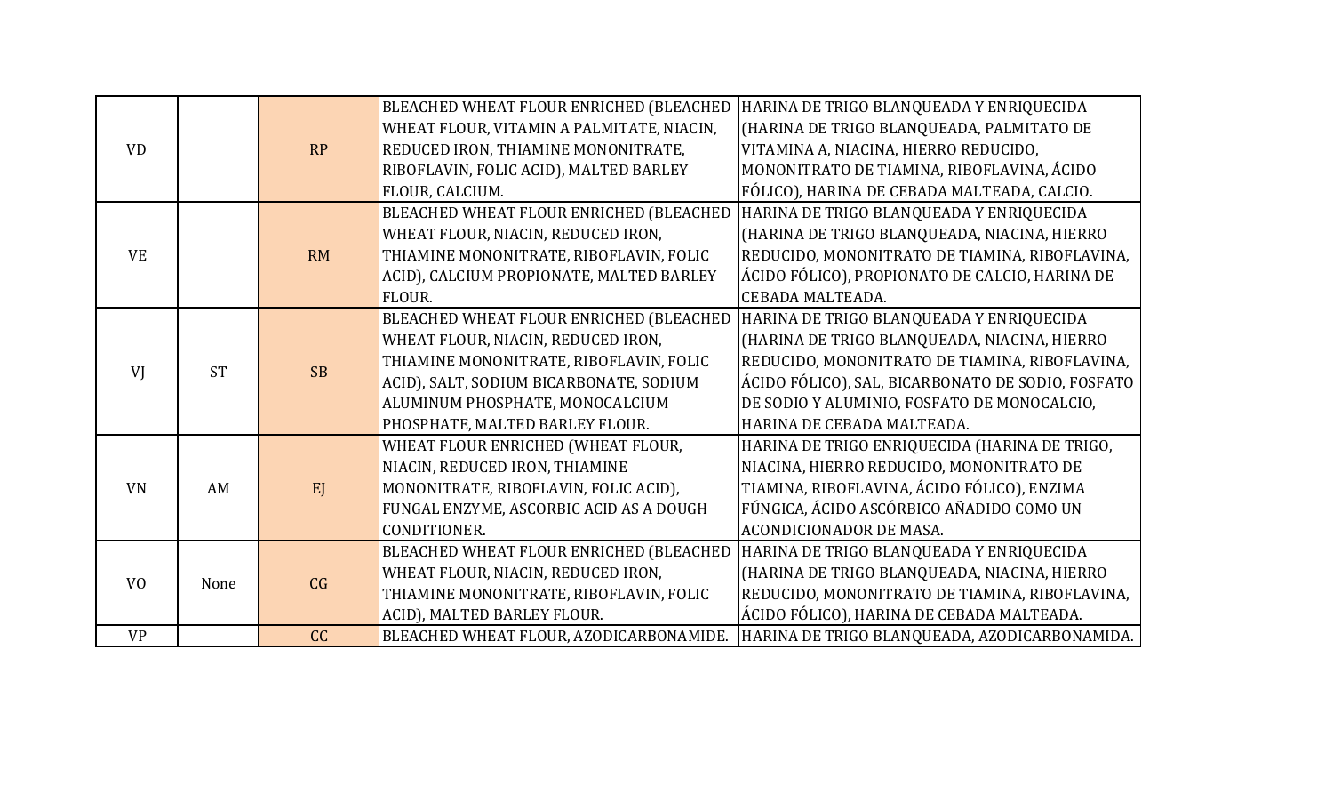| | | | | |
|---|---|---|---|---|
| VD | | RP | BLEACHED WHEAT FLOUR ENRICHED (BLEACHED WHEAT FLOUR, VITAMIN A PALMITATE, NIACIN, REDUCED IRON, THIAMINE MONONITRATE, RIBOFLAVIN, FOLIC ACID), MALTED BARLEY FLOUR, CALCIUM. | HARINA DE TRIGO BLANQUEADA Y ENRIQUECIDA (HARINA DE TRIGO BLANQUEADA, PALMITATO DE VITAMINA A, NIACINA, HIERRO REDUCIDO, MONONITRATO DE TIAMINA, RIBOFLAVINA, ÁCIDO FÓLICO), HARINA DE CEBADA MALTEADA, CALCIO. |
| VE | | RM | BLEACHED WHEAT FLOUR ENRICHED (BLEACHED WHEAT FLOUR, NIACIN, REDUCED IRON, THIAMINE MONONITRATE, RIBOFLAVIN, FOLIC ACID), CALCIUM PROPIONATE, MALTED BARLEY FLOUR. | HARINA DE TRIGO BLANQUEADA Y ENRIQUECIDA (HARINA DE TRIGO BLANQUEADA, NIACINA, HIERRO REDUCIDO, MONONITRATO DE TIAMINA, RIBOFLAVINA, ÁCIDO FÓLICO), PROPIONATO DE CALCIO, HARINA DE CEBADA MALTEADA. |
| VJ | ST | SB | BLEACHED WHEAT FLOUR ENRICHED (BLEACHED WHEAT FLOUR, NIACIN, REDUCED IRON, THIAMINE MONONITRATE, RIBOFLAVIN, FOLIC ACID), SALT, SODIUM BICARBONATE, SODIUM ALUMINUM PHOSPHATE, MONOCALCIUM PHOSPHATE, MALTED BARLEY FLOUR. | HARINA DE TRIGO BLANQUEADA Y ENRIQUECIDA (HARINA DE TRIGO BLANQUEADA, NIACINA, HIERRO REDUCIDO, MONONITRATO DE TIAMINA, RIBOFLAVINA, ÁCIDO FÓLICO), SAL, BICARBONATO DE SODIO, FOSFATO DE SODIO Y ALUMINIO, FOSFATO DE MONOCALCIO, HARINA DE CEBADA MALTEADA. |
| VN | AM | EJ | WHEAT FLOUR ENRICHED (WHEAT FLOUR, NIACIN, REDUCED IRON, THIAMINE MONONITRATE, RIBOFLAVIN, FOLIC ACID), FUNGAL ENZYME, ASCORBIC ACID AS A DOUGH CONDITIONER. | HARINA DE TRIGO ENRIQUECIDA (HARINA DE TRIGO, NIACINA, HIERRO REDUCIDO, MONONITRATO DE TIAMINA, RIBOFLAVINA, ÁCIDO FÓLICO), ENZIMA FÚNGICA, ÁCIDO ASCÓRBICO AÑADIDO COMO UN ACONDICIONADOR DE MASA. |
| VO | None | CG | BLEACHED WHEAT FLOUR ENRICHED (BLEACHED WHEAT FLOUR, NIACIN, REDUCED IRON, THIAMINE MONONITRATE, RIBOFLAVIN, FOLIC ACID), MALTED BARLEY FLOUR. | HARINA DE TRIGO BLANQUEADA Y ENRIQUECIDA (HARINA DE TRIGO BLANQUEADA, NIACINA, HIERRO REDUCIDO, MONONITRATO DE TIAMINA, RIBOFLAVINA, ÁCIDO FÓLICO), HARINA DE CEBADA MALTEADA. |
| VP | | CC | BLEACHED WHEAT FLOUR, AZODICARBONAMIDE. | HARINA DE TRIGO BLANQUEADA, AZODICARBONAMIDA. |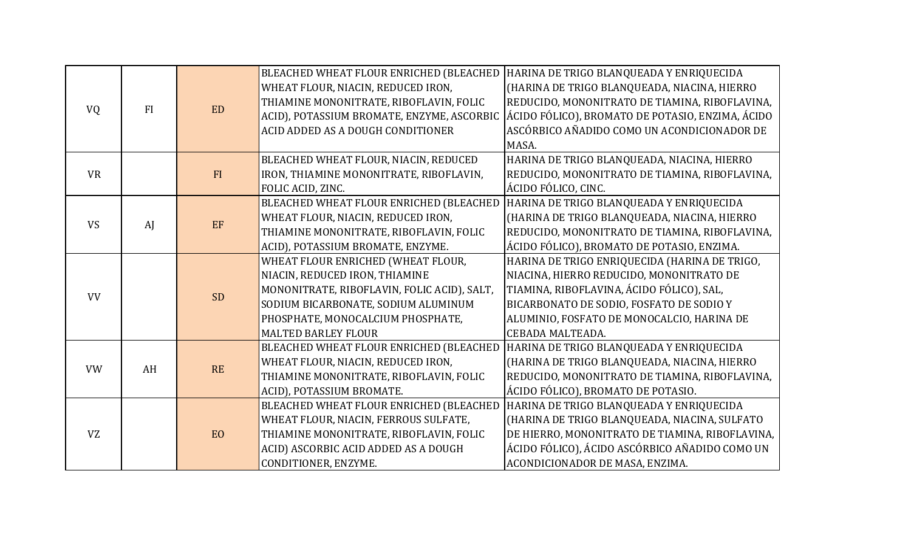| | | | | |
|---|---|---|---|---|
| VQ | FI | ED | BLEACHED WHEAT FLOUR ENRICHED (BLEACHED WHEAT FLOUR, NIACIN, REDUCED IRON, THIAMINE MONONITRATE, RIBOFLAVIN, FOLIC ACID), POTASSIUM BROMATE, ENZYME, ASCORBIC ACID ADDED AS A DOUGH CONDITIONER | HARINA DE TRIGO BLANQUEADA Y ENRIQUECIDA (HARINA DE TRIGO BLANQUEADA, NIACINA, HIERRO REDUCIDO, MONONITRATO DE TIAMINA, RIBOFLAVINA, ÁCIDO FÓLICO), BROMATO DE POTASIO, ENZIMA, ÁCIDO ASCÓRBICO AÑADIDO COMO UN ACONDICIONADOR DE MASA. |
| VR | | FI | BLEACHED WHEAT FLOUR, NIACIN, REDUCED IRON, THIAMINE MONONITRATE, RIBOFLAVIN, FOLIC ACID, ZINC. | HARINA DE TRIGO BLANQUEADA, NIACINA, HIERRO REDUCIDO, MONONITRATO DE TIAMINA, RIBOFLAVINA, ÁCIDO FÓLICO, CINC. |
| VS | AJ | EF | BLEACHED WHEAT FLOUR ENRICHED (BLEACHED WHEAT FLOUR, NIACIN, REDUCED IRON, THIAMINE MONONITRATE, RIBOFLAVIN, FOLIC ACID), POTASSIUM BROMATE, ENZYME. | HARINA DE TRIGO BLANQUEADA Y ENRIQUECIDA (HARINA DE TRIGO BLANQUEADA, NIACINA, HIERRO REDUCIDO, MONONITRATO DE TIAMINA, RIBOFLAVINA, ÁCIDO FÓLICO), BROMATO DE POTASIO, ENZIMA. |
| VV | | SD | WHEAT FLOUR ENRICHED (WHEAT FLOUR, NIACIN, REDUCED IRON, THIAMINE MONONITRATE, RIBOFLAVIN, FOLIC ACID), SALT, SODIUM BICARBONATE, SODIUM ALUMINUM PHOSPHATE, MONOCALCIUM PHOSPHATE, MALTED BARLEY FLOUR | HARINA DE TRIGO ENRIQUECIDA (HARINA DE TRIGO, NIACINA, HIERRO REDUCIDO, MONONITRATO DE TIAMINA, RIBOFLAVINA, ÁCIDO FÓLICO), SAL, BICARBONATO DE SODIO, FOSFATO DE SODIO Y ALUMINIO, FOSFATO DE MONOCALCIO, HARINA DE CEBADA MALTEADA. |
| VW | AH | RE | BLEACHED WHEAT FLOUR ENRICHED (BLEACHED WHEAT FLOUR, NIACIN, REDUCED IRON, THIAMINE MONONITRATE, RIBOFLAVIN, FOLIC ACID), POTASSIUM BROMATE. | HARINA DE TRIGO BLANQUEADA Y ENRIQUECIDA (HARINA DE TRIGO BLANQUEADA, NIACINA, HIERRO REDUCIDO, MONONITRATO DE TIAMINA, RIBOFLAVINA, ÁCIDO FÓLICO), BROMATO DE POTASIO. |
| VZ | | EO | BLEACHED WHEAT FLOUR ENRICHED (BLEACHED WHEAT FLOUR, NIACIN, FERROUS SULFATE, THIAMINE MONONITRATE, RIBOFLAVIN, FOLIC ACID) ASCORBIC ACID ADDED AS A DOUGH CONDITIONER, ENZYME. | HARINA DE TRIGO BLANQUEADA Y ENRIQUECIDA (HARINA DE TRIGO BLANQUEADA, NIACINA, SULFATO DE HIERRO, MONONITRATO DE TIAMINA, RIBOFLAVINA, ÁCIDO FÓLICO), ÁCIDO ASCÓRBICO AÑADIDO COMO UN ACONDICIONADOR DE MASA, ENZIMA. |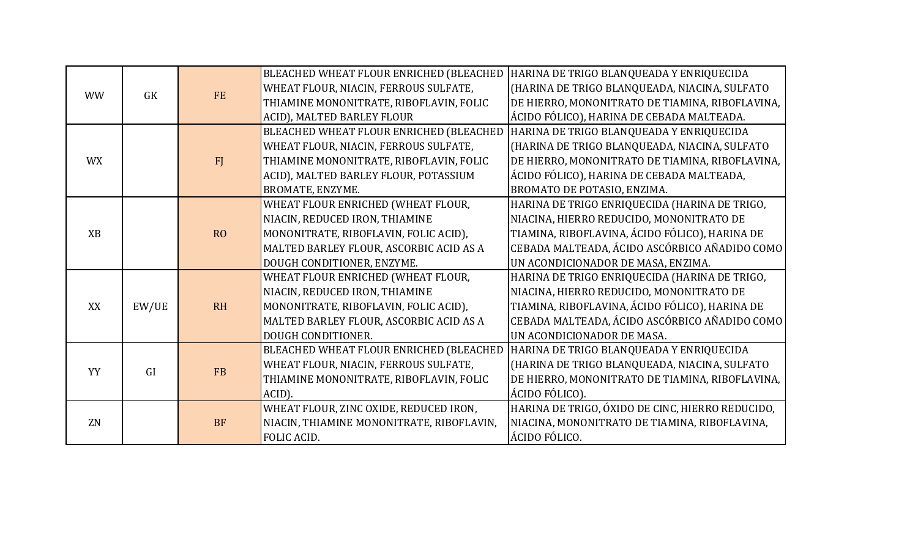| | | | | |
|---|---|---|---|---|
| WW | GK | FE | BLEACHED WHEAT FLOUR ENRICHED (BLEACHED WHEAT FLOUR, NIACIN, FERROUS SULFATE, THIAMINE MONONITRATE, RIBOFLAVIN, FOLIC ACID), MALTED BARLEY FLOUR | HARINA DE TRIGO BLANQUEADA Y ENRIQUECIDA (HARINA DE TRIGO BLANQUEADA, NIACINA, SULFATO DE HIERRO, MONONITRATO DE TIAMINA, RIBOFLAVINA, ÁCIDO FÓLICO), HARINA DE CEBADA MALTEADA. |
| WX | | FJ | BLEACHED WHEAT FLOUR ENRICHED (BLEACHED WHEAT FLOUR, NIACIN, FERROUS SULFATE, THIAMINE MONONITRATE, RIBOFLAVIN, FOLIC ACID), MALTED BARLEY FLOUR, POTASSIUM BROMATE, ENZYME. | HARINA DE TRIGO BLANQUEADA Y ENRIQUECIDA (HARINA DE TRIGO BLANQUEADA, NIACINA, SULFATO DE HIERRO, MONONITRATO DE TIAMINA, RIBOFLAVINA, ÁCIDO FÓLICO), HARINA DE CEBADA MALTEADA, BROMATO DE POTASIO, ENZIMA. |
| XB | | RO | WHEAT FLOUR ENRICHED (WHEAT FLOUR, NIACIN, REDUCED IRON, THIAMINE MONONITRATE, RIBOFLAVIN, FOLIC ACID), MALTED BARLEY FLOUR, ASCORBIC ACID AS A DOUGH CONDITIONER, ENZYME. | HARINA DE TRIGO ENRIQUECIDA (HARINA DE TRIGO, NIACINA, HIERRO REDUCIDO, MONONITRATO DE TIAMINA, RIBOFLAVINA, ÁCIDO FÓLICO), HARINA DE CEBADA MALTEADA, ÁCIDO ASCÓRBICO AÑADIDO COMO UN ACONDICIONADOR DE MASA, ENZIMA. |
| XX | EW/UE | RH | WHEAT FLOUR ENRICHED (WHEAT FLOUR, NIACIN, REDUCED IRON, THIAMINE MONONITRATE, RIBOFLAVIN, FOLIC ACID), MALTED BARLEY FLOUR, ASCORBIC ACID AS A DOUGH CONDITIONER. | HARINA DE TRIGO ENRIQUECIDA (HARINA DE TRIGO, NIACINA, HIERRO REDUCIDO, MONONITRATO DE TIAMINA, RIBOFLAVINA, ÁCIDO FÓLICO), HARINA DE CEBADA MALTEADA, ÁCIDO ASCÓRBICO AÑADIDO COMO UN ACONDICIONADOR DE MASA. |
| YY | GI | FB | BLEACHED WHEAT FLOUR ENRICHED (BLEACHED WHEAT FLOUR, NIACIN, FERROUS SULFATE, THIAMINE MONONITRATE, RIBOFLAVIN, FOLIC ACID). | HARINA DE TRIGO BLANQUEADA Y ENRIQUECIDA (HARINA DE TRIGO BLANQUEADA, NIACINA, SULFATO DE HIERRO, MONONITRATO DE TIAMINA, RIBOFLAVINA, ÁCIDO FÓLICO). |
| ZN | | BF | WHEAT FLOUR, ZINC OXIDE, REDUCED IRON, NIACIN, THIAMINE MONONITRATE, RIBOFLAVIN, FOLIC ACID. | HARINA DE TRIGO, ÓXIDO DE CINC, HIERRO REDUCIDO, NIACINA, MONONITRATO DE TIAMINA, RIBOFLAVINA, ÁCIDO FÓLICO. |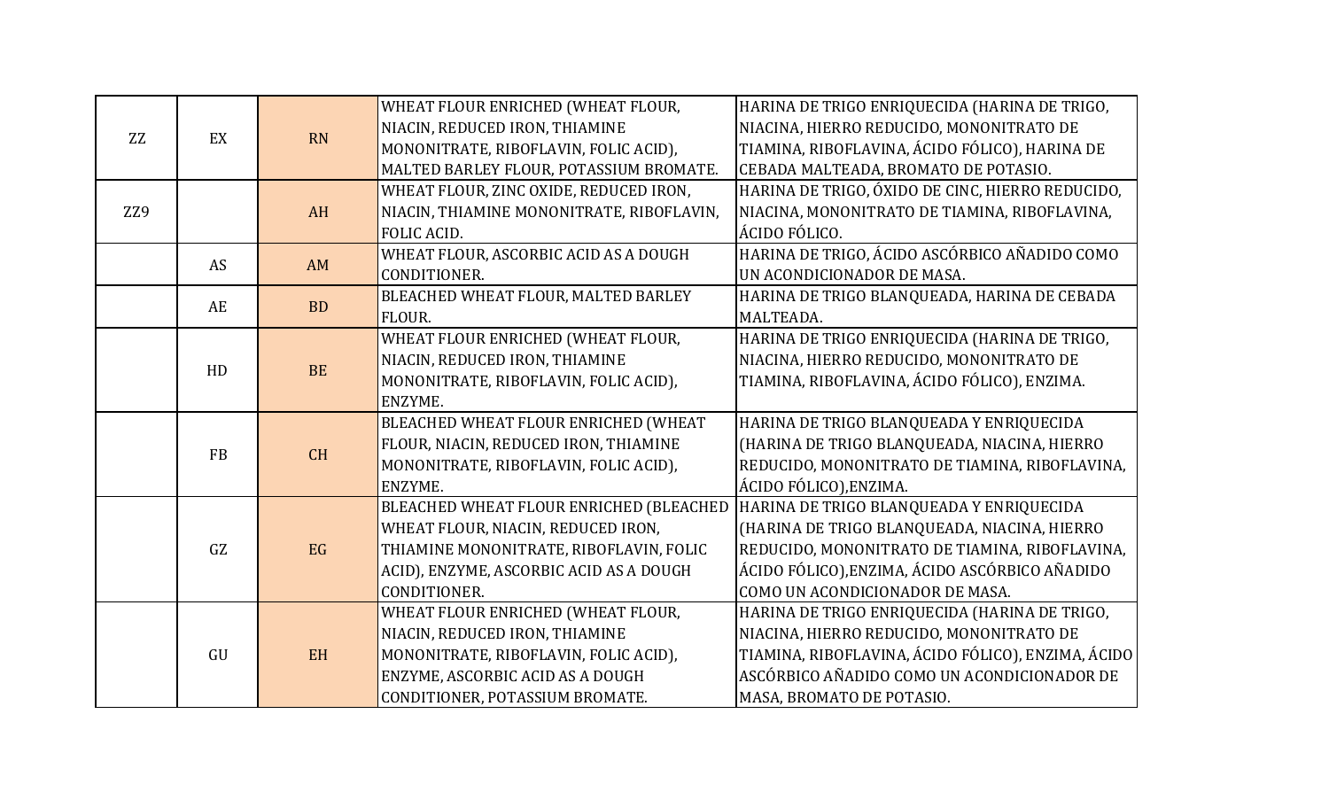| | | | | |
|---|---|---|---|---|
| ZZ | EX | RN | WHEAT FLOUR ENRICHED (WHEAT FLOUR, NIACIN, REDUCED IRON, THIAMINE MONONITRATE, RIBOFLAVIN, FOLIC ACID), MALTED BARLEY FLOUR, POTASSIUM BROMATE. | HARINA DE TRIGO ENRIQUECIDA (HARINA DE TRIGO, NIACINA, HIERRO REDUCIDO, MONONITRATO DE TIAMINA, RIBOFLAVINA, ÁCIDO FÓLICO), HARINA DE CEBADA MALTEADA, BROMATO DE POTASIO. |
| ZZ9 | | AH | WHEAT FLOUR, ZINC OXIDE, REDUCED IRON, NIACIN, THIAMINE MONONITRATE, RIBOFLAVIN, FOLIC ACID. | HARINA DE TRIGO, ÓXIDO DE CINC, HIERRO REDUCIDO, NIACINA, MONONITRATO DE TIAMINA, RIBOFLAVINA, ÁCIDO FÓLICO. |
| | AS | AM | WHEAT FLOUR, ASCORBIC ACID AS A DOUGH CONDITIONER. | HARINA DE TRIGO, ÁCIDO ASCÓRBICO AÑADIDO COMO UN ACONDICIONADOR DE MASA. |
| | AE | BD | BLEACHED WHEAT FLOUR, MALTED BARLEY FLOUR. | HARINA DE TRIGO BLANQUEADA, HARINA DE CEBADA MALTEADA. |
| | HD | BE | WHEAT FLOUR ENRICHED (WHEAT FLOUR, NIACIN, REDUCED IRON, THIAMINE MONONITRATE, RIBOFLAVIN, FOLIC ACID), ENZYME. | HARINA DE TRIGO ENRIQUECIDA (HARINA DE TRIGO, NIACINA, HIERRO REDUCIDO, MONONITRATO DE TIAMINA, RIBOFLAVINA, ÁCIDO FÓLICO), ENZIMA. |
| | FB | CH | BLEACHED WHEAT FLOUR ENRICHED (WHEAT FLOUR, NIACIN, REDUCED IRON, THIAMINE MONONITRATE, RIBOFLAVIN, FOLIC ACID), ENZYME. | HARINA DE TRIGO BLANQUEADA Y ENRIQUECIDA (HARINA DE TRIGO BLANQUEADA, NIACINA, HIERRO REDUCIDO, MONONITRATO DE TIAMINA, RIBOFLAVINA, ÁCIDO FÓLICO),ENZIMA. |
| | GZ | EG | BLEACHED WHEAT FLOUR ENRICHED (BLEACHED WHEAT FLOUR, NIACIN, REDUCED IRON, THIAMINE MONONITRATE, RIBOFLAVIN, FOLIC ACID), ENZYME, ASCORBIC ACID AS A DOUGH CONDITIONER. | HARINA DE TRIGO BLANQUEADA Y ENRIQUECIDA (HARINA DE TRIGO BLANQUEADA, NIACINA, HIERRO REDUCIDO, MONONITRATO DE TIAMINA, RIBOFLAVINA, ÁCIDO FÓLICO),ENZIMA, ÁCIDO ASCÓRBICO AÑADIDO COMO UN ACONDICIONADOR DE MASA. |
| | GU | EH | WHEAT FLOUR ENRICHED (WHEAT FLOUR, NIACIN, REDUCED IRON, THIAMINE MONONITRATE, RIBOFLAVIN, FOLIC ACID), ENZYME, ASCORBIC ACID AS A DOUGH CONDITIONER, POTASSIUM BROMATE. | HARINA DE TRIGO ENRIQUECIDA (HARINA DE TRIGO, NIACINA, HIERRO REDUCIDO, MONONITRATO DE TIAMINA, RIBOFLAVINA, ÁCIDO FÓLICO), ENZIMA, ÁCIDO ASCÓRBICO AÑADIDO COMO UN ACONDICIONADOR DE MASA, BROMATO DE POTASIO. |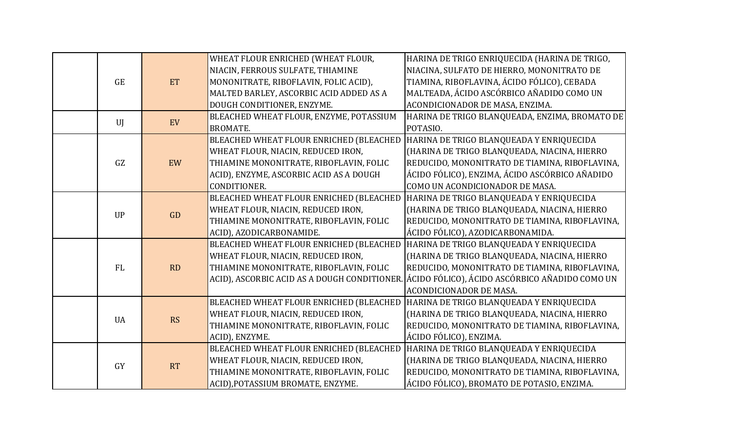| | | | | |
|---|---|---|---|---|
| | GE | ET | WHEAT FLOUR ENRICHED (WHEAT FLOUR, NIACIN, FERROUS SULFATE, THIAMINE MONONITRATE, RIBOFLAVIN, FOLIC ACID), MALTED BARLEY, ASCORBIC ACID ADDED AS A DOUGH CONDITIONER, ENZYME. | HARINA DE TRIGO ENRIQUECIDA (HARINA DE TRIGO, NIACINA, SULFATO DE HIERRO, MONONITRATO DE TIAMINA, RIBOFLAVINA, ÁCIDO FÓLICO), CEBADA MALTEADA, ÁCIDO ASCÓRBICO AÑADIDO COMO UN ACONDICIONADOR DE MASA, ENZIMA. |
| | UJ | EV | BLEACHED WHEAT FLOUR, ENZYME, POTASSIUM BROMATE. | HARINA DE TRIGO BLANQUEADA, ENZIMA, BROMATO DE POTASIO. |
| | GZ | EW | BLEACHED WHEAT FLOUR ENRICHED (BLEACHED WHEAT FLOUR, NIACIN, REDUCED IRON, THIAMINE MONONITRATE, RIBOFLAVIN, FOLIC ACID), ENZYME, ASCORBIC ACID AS A DOUGH CONDITIONER. | HARINA DE TRIGO BLANQUEADA Y ENRIQUECIDA (HARINA DE TRIGO BLANQUEADA, NIACINA, HIERRO REDUCIDO, MONONITRATO DE TIAMINA, RIBOFLAVINA, ÁCIDO FÓLICO), ENZIMA, ÁCIDO ASCÓRBICO AÑADIDO COMO UN ACONDICIONADOR DE MASA. |
| | UP | GD | BLEACHED WHEAT FLOUR ENRICHED (BLEACHED WHEAT FLOUR, NIACIN, REDUCED IRON, THIAMINE MONONITRATE, RIBOFLAVIN, FOLIC ACID), AZODICARBONAMIDE. | HARINA DE TRIGO BLANQUEADA Y ENRIQUECIDA (HARINA DE TRIGO BLANQUEADA, NIACINA, HIERRO REDUCIDO, MONONITRATO DE TIAMINA, RIBOFLAVINA, ÁCIDO FÓLICO), AZODICARBONAMIDA. |
| | FL | RD | BLEACHED WHEAT FLOUR ENRICHED (BLEACHED WHEAT FLOUR, NIACIN, REDUCED IRON, THIAMINE MONONITRATE, RIBOFLAVIN, FOLIC ACID), ASCORBIC ACID AS A DOUGH CONDITIONER. | HARINA DE TRIGO BLANQUEADA Y ENRIQUECIDA (HARINA DE TRIGO BLANQUEADA, NIACINA, HIERRO REDUCIDO, MONONITRATO DE TIAMINA, RIBOFLAVINA, ÁCIDO FÓLICO), ÁCIDO ASCÓRBICO AÑADIDO COMO UN ACONDICIONADOR DE MASA. |
| | UA | RS | BLEACHED WHEAT FLOUR ENRICHED (BLEACHED WHEAT FLOUR, NIACIN, REDUCED IRON, THIAMINE MONONITRATE, RIBOFLAVIN, FOLIC ACID), ENZYME. | HARINA DE TRIGO BLANQUEADA Y ENRIQUECIDA (HARINA DE TRIGO BLANQUEADA, NIACINA, HIERRO REDUCIDO, MONONITRATO DE TIAMINA, RIBOFLAVINA, ÁCIDO FÓLICO), ENZIMA. |
| | GY | RT | BLEACHED WHEAT FLOUR ENRICHED (BLEACHED WHEAT FLOUR, NIACIN, REDUCED IRON, THIAMINE MONONITRATE, RIBOFLAVIN, FOLIC ACID),POTASSIUM BROMATE, ENZYME. | HARINA DE TRIGO BLANQUEADA Y ENRIQUECIDA (HARINA DE TRIGO BLANQUEADA, NIACINA, HIERRO REDUCIDO, MONONITRATO DE TIAMINA, RIBOFLAVINA, ÁCIDO FÓLICO), BROMATO DE POTASIO, ENZIMA. |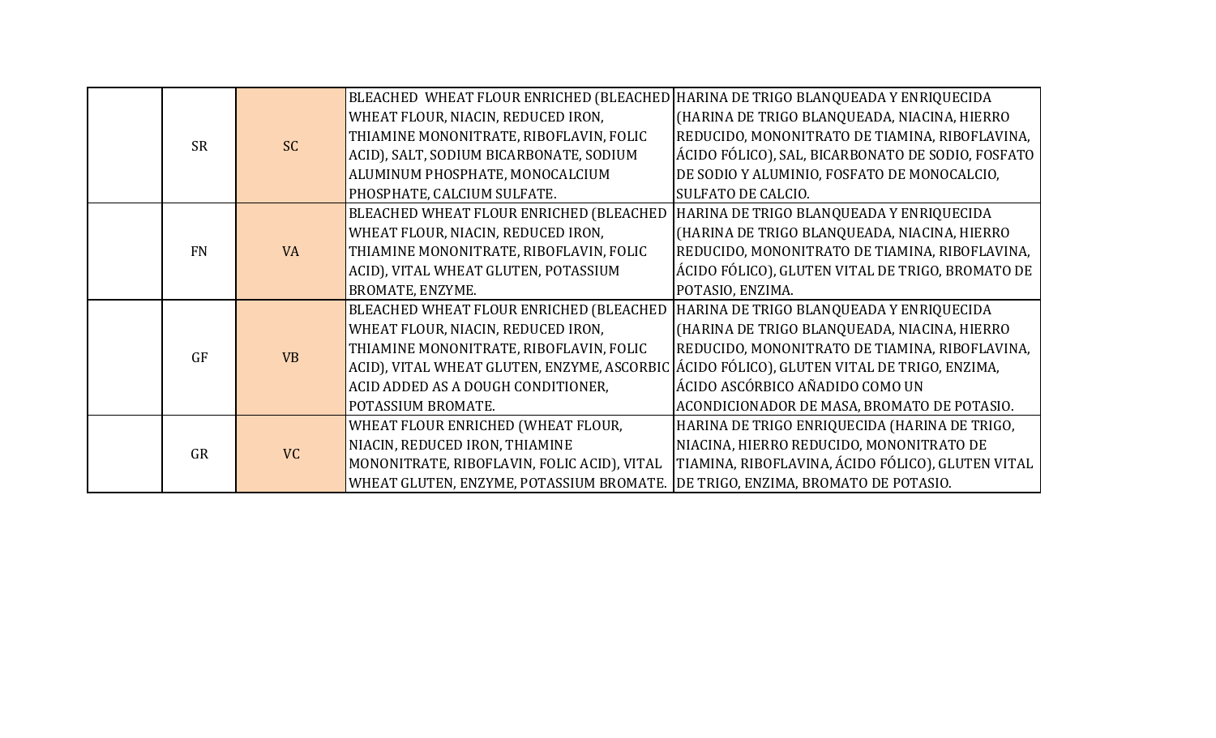| | | | | |
|---|---|---|---|---|
| | SR | SC | BLEACHED  WHEAT FLOUR ENRICHED (BLEACHED WHEAT FLOUR, NIACIN, REDUCED IRON, THIAMINE MONONITRATE, RIBOFLAVIN, FOLIC ACID), SALT, SODIUM BICARBONATE, SODIUM ALUMINUM PHOSPHATE, MONOCALCIUM PHOSPHATE, CALCIUM SULFATE. | HARINA DE TRIGO BLANQUEADA Y ENRIQUECIDA (HARINA DE TRIGO BLANQUEADA, NIACINA, HIERRO REDUCIDO, MONONITRATO DE TIAMINA, RIBOFLAVINA, ÁCIDO FÓLICO), SAL, BICARBONATO DE SODIO, FOSFATO DE SODIO Y ALUMINIO, FOSFATO DE MONOCALCIO, SULFATO DE CALCIO. |
| | FN | VA | BLEACHED WHEAT FLOUR ENRICHED (BLEACHED WHEAT FLOUR, NIACIN, REDUCED IRON, THIAMINE MONONITRATE, RIBOFLAVIN, FOLIC ACID), VITAL WHEAT GLUTEN, POTASSIUM BROMATE, ENZYME. | HARINA DE TRIGO BLANQUEADA Y ENRIQUECIDA (HARINA DE TRIGO BLANQUEADA, NIACINA, HIERRO REDUCIDO, MONONITRATO DE TIAMINA, RIBOFLAVINA, ÁCIDO FÓLICO), GLUTEN VITAL DE TRIGO, BROMATO DE POTASIO, ENZIMA. |
| | GF | VB | BLEACHED WHEAT FLOUR ENRICHED (BLEACHED WHEAT FLOUR, NIACIN, REDUCED IRON, THIAMINE MONONITRATE, RIBOFLAVIN, FOLIC ACID), VITAL WHEAT GLUTEN, ENZYME, ASCORBIC ACID ADDED AS A DOUGH CONDITIONER, POTASSIUM BROMATE. | HARINA DE TRIGO BLANQUEADA Y ENRIQUECIDA (HARINA DE TRIGO BLANQUEADA, NIACINA, HIERRO REDUCIDO, MONONITRATO DE TIAMINA, RIBOFLAVINA, ÁCIDO FÓLICO), GLUTEN VITAL DE TRIGO, ENZIMA, ÁCIDO ASCÓRBICO AÑADIDO COMO UN ACONDICIONADOR DE MASA, BROMATO DE POTASIO. |
| | GR | VC | WHEAT FLOUR ENRICHED (WHEAT FLOUR, NIACIN, REDUCED IRON, THIAMINE MONONITRATE, RIBOFLAVIN, FOLIC ACID), VITAL WHEAT GLUTEN, ENZYME, POTASSIUM BROMATE. | HARINA DE TRIGO ENRIQUECIDA (HARINA DE TRIGO, NIACINA, HIERRO REDUCIDO, MONONITRATO DE TIAMINA, RIBOFLAVINA, ÁCIDO FÓLICO), GLUTEN VITAL DE TRIGO, ENZIMA, BROMATO DE POTASIO. |